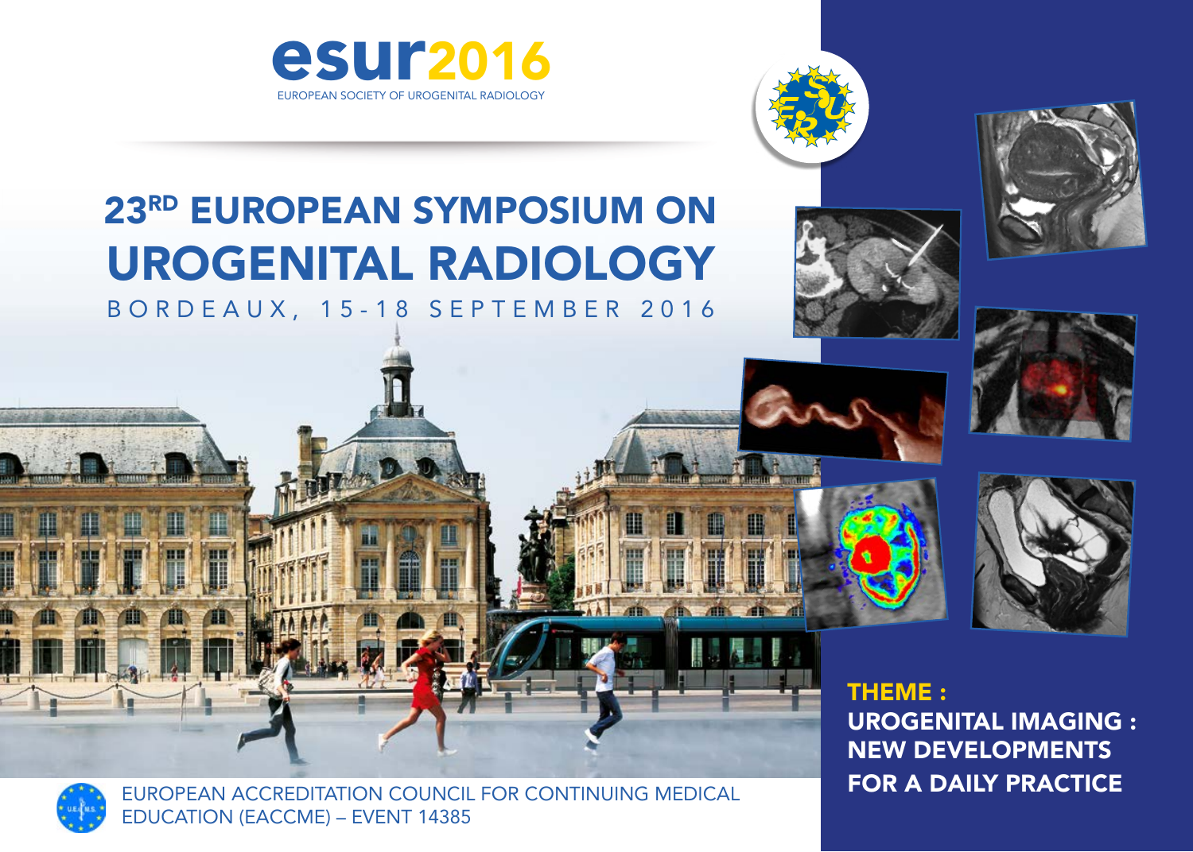# esur2016

EUROPEAN SOCIETY OF UROGENITAL RADIOLOGY

# 23RD EUROPEAN SYMPOSIUM ON UROGENITAL RADIOLOGY

BORDEAUX, 15-18 SEPTEMBER 2016

**THEME :**

**UROGENITAL IMAGING : NEW DEVELOPMENTS FOR A DAILY PRACTICE**

EUROPEAN ACCREDITATION COUNCIL FOR CONTINUING MEDICAL EDUCATION (EACCME) – EVENT 14385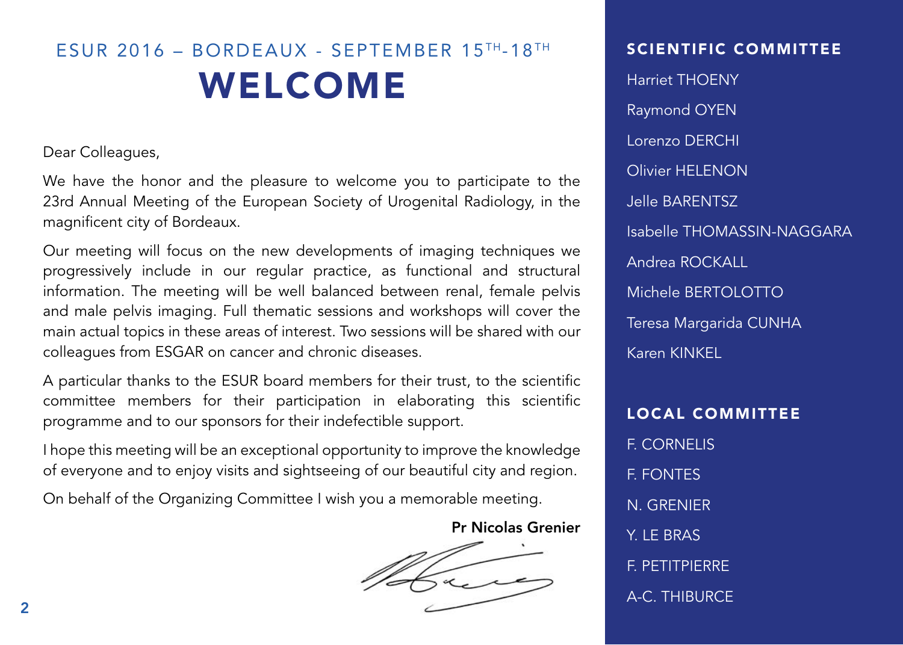ESUR 2016 – BORDEAUX - SEPTEMBER 15TH-18TH

# WELCOME

Dear Colleagues,

We have the honor and the pleasure to welcome you to participate to the 23rd Annual Meeting of the European Society of Urogenital Radiology, in the magnificent city of Bordeaux.

Our meeting will focus on the new developments of imaging techniques we progressively include in our regular practice, as functional and structural information. The meeting will be well balanced between renal, female pelvis and male pelvis imaging. Full thematic sessions and workshops will cover the main actual topics in these areas of interest. Two sessions will be shared with our colleagues from ESGAR on cancer and chronic diseases.

A particular thanks to the ESUR board members for their trust, to the scientific committee members for their participation in elaborating this scientific programme and to our sponsors for their indefectible support.

I hope this meeting will be an exceptional opportunity to improve the knowledge of everyone and to enjoy visits and sightseeing of our beautiful city and region.

On behalf of the Organizing Committee I wish you a memorable meeting.

**Pr Nicolas Grenier**

## SCIENTIFIC COMMITTEE

Harriet THOENY

Raymond OYEN

Lorenzo DERCHI

Olivier HELENON

Jelle BARENTSZ

Isabelle THOMASSIN-NAGGARA

Andrea ROCKALL

Michele BERTOLOTTO

Teresa Margarida CUNHA

Karen KINKEL

## LOCAL COMMITTEE

F. CORNELIS

F. FONTES

N. GRENIER

Y. LE BRAS

F. PETITPIERRE

A-C. THIBURCE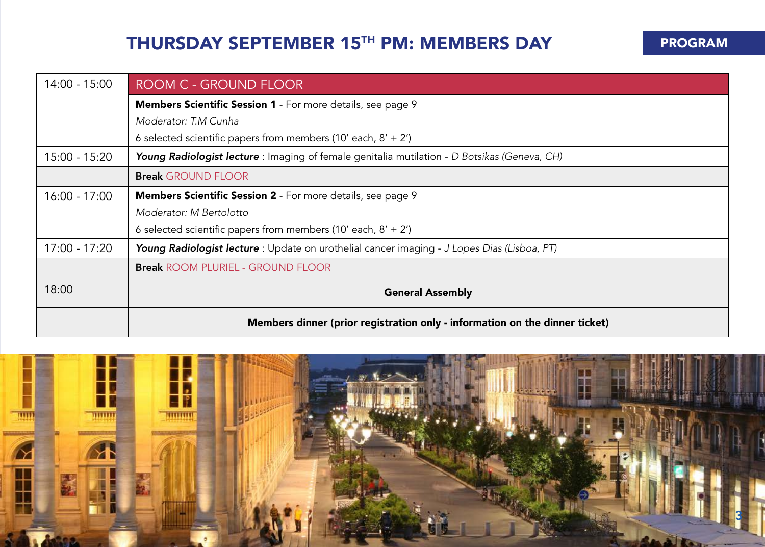## THURSDAY SEPTEMBER 15TH PM: MEMBERS DAY

PROGRAM

| | |
|---|---|
| 14:00 - 15:00 | ROOM C - GROUND FLOOR |
| | **Members Scientific Session 1** - For more details, see page 9 |
| | *Moderator: T.M Cunha* |
| | 6 selected scientific papers from members (10′ each, 8′ + 2′) |
| 15:00 - 15:20 | ***Young Radiologist lecture*** : Imaging of female genitalia mutilation - *D Botsikas (Geneva, CH)* |
| | **Break** GROUND FLOOR |
| 16:00 - 17:00 | **Members Scientific Session 2** - For more details, see page 9 |
| | *Moderator: M Bertolotto* |
| | 6 selected scientific papers from members (10′ each, 8′ + 2′) |
| 17:00 - 17:20 | ***Young Radiologist lecture*** : Update on urothelial cancer imaging - *J Lopes Dias (Lisboa, PT)* |
| | **Break** ROOM PLURIEL - GROUND FLOOR |
| 18:00 | **General Assembly** |
| | **Members dinner (prior registration only - information on the dinner ticket)** |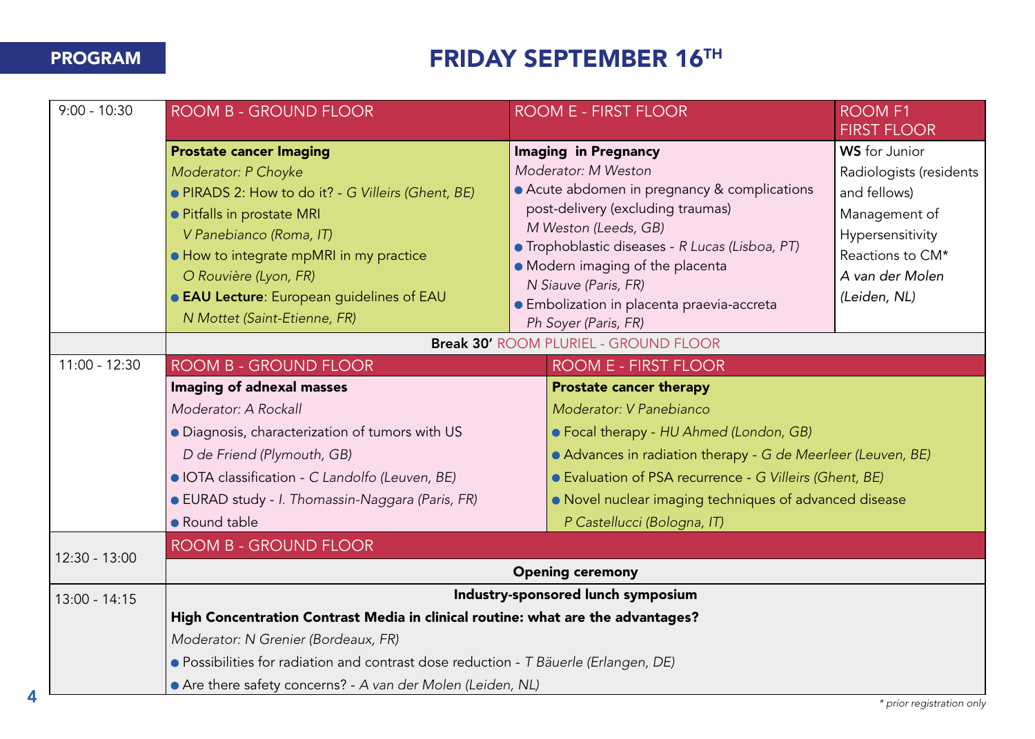PROGRAM

# FRIDAY SEPTEMBER 16TH

| Time | ROOM B - GROUND FLOOR | ROOM E - FIRST FLOOR | ROOM F1 FIRST FLOOR |
|---|---|---|---|
| 9:00 - 10:30 | **Prostate cancer Imaging**<br>*Moderator: P Choyke*<br>● PIRADS 2: How to do it? - *G Villeirs (Ghent, BE)*<br>● Pitfalls in prostate MRI *V Panebianco (Roma, IT)*<br>● How to integrate mpMRI in my practice *O Rouvière (Lyon, FR)*<br>● **EAU Lecture**: European guidelines of EAU *N Mottet (Saint-Etienne, FR)* | **Imaging in Pregnancy**<br>*Moderator: M Weston*<br>● Acute abdomen in pregnancy & complications post-delivery (excluding traumas) *M Weston (Leeds, GB)*<br>● Trophoblastic diseases - *R Lucas (Lisboa, PT)*<br>● Modern imaging of the placenta *N Siauve (Paris, FR)*<br>● Embolization in placenta praevia-accreta *Ph Soyer (Paris, FR)* | **WS** for Junior Radiologists (residents and fellows)<br>Management of Hypersensitivity Reactions to CM*<br>*A van der Molen (Leiden, NL)* |
| | **Break 30'** ROOM PLURIEL - GROUND FLOOR | | |

| Time | ROOM B - GROUND FLOOR | ROOM E - FIRST FLOOR |
|---|---|---|
| 11:00 - 12:30 | **Imaging of adnexal masses**<br>*Moderator: A Rockall*<br>● Diagnosis, characterization of tumors with US *D de Friend (Plymouth, GB)*<br>● IOTA classification - *C Landolfo (Leuven, BE)*<br>● EURAD study - *I. Thomassin-Naggara (Paris, FR)*<br>● Round table | **Prostate cancer therapy**<br>*Moderator: V Panebianco*<br>● Focal therapy - *HU Ahmed (London, GB)*<br>● Advances in radiation therapy - *G de Meerleer (Leuven, BE)*<br>● Evaluation of PSA recurrence - *G Villeirs (Ghent, BE)*<br>● Novel nuclear imaging techniques of advanced disease *P Castellucci (Bologna, IT)* |
| 12:30 - 13:00 | ROOM B - GROUND FLOOR<br>**Opening ceremony** | |
| 13:00 - 14:15 | **Industry-sponsored lunch symposium**<br>**High Concentration Contrast Media in clinical routine: what are the advantages?**<br>*Moderator: N Grenier (Bordeaux, FR)*<br>● Possibilities for radiation and contrast dose reduction - *T Bäuerle (Erlangen, DE)*<br>● Are there safety concerns? - *A van der Molen (Leiden, NL)* | |

*\* prior registration only*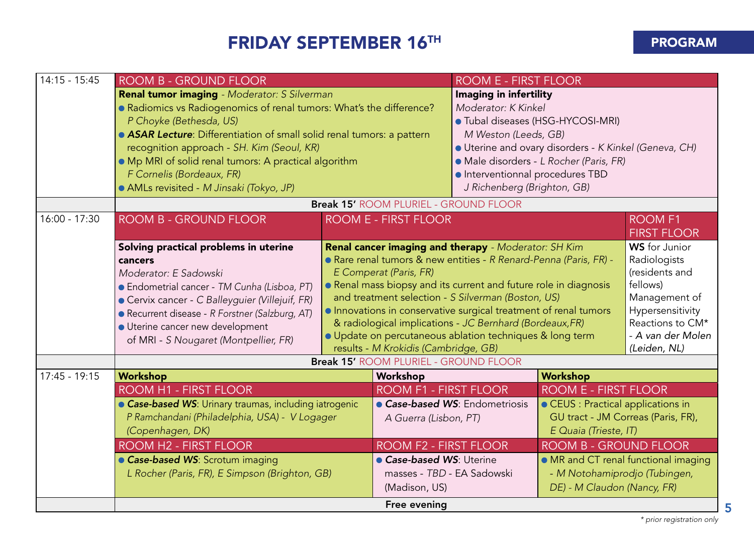# FRIDAY SEPTEMBER 16TH

**PROGRAM**

| Time | Sessions | | |
|---|---|---|---|
| 14:15 - 15:45 | **ROOM B - GROUND FLOOR**<br>**Renal tumor imaging** - *Moderator: S Silverman*<br>● Radiomics vs Radiogenomics of renal tumors: What's the difference? *P Choyke (Bethesda, US)*<br>● ***ASAR Lecture***: Differentiation of small solid renal tumors: a pattern recognition approach - *SH. Kim (Seoul, KR)*<br>● Mp MRI of solid renal tumors: A practical algorithm *F Cornelis (Bordeaux, FR)*<br>● AMLs revisited - *M Jinsaki (Tokyo, JP)* | **ROOM E - FIRST FLOOR**<br>**Imaging in infertility**<br>*Moderator: K Kinkel*<br>● Tubal diseases (HSG-HYCOSI-MRI) *M Weston (Leeds, GB)*<br>● Uterine and ovary disorders - *K Kinkel (Geneva, CH)*<br>● Male disorders - *L Rocher (Paris, FR)*<br>● Interventionnal procedures TBD *J Richenberg (Brighton, GB)* | |
| | **Break 15'** ROOM PLURIEL - GROUND FLOOR | | |
| 16:00 - 17:30 | **ROOM B - GROUND FLOOR**<br>**Solving practical problems in uterine cancers**<br>*Moderator: E Sadowski*<br>● Endometrial cancer - *TM Cunha (Lisboa, PT)*<br>● Cervix cancer - *C Balleyguier (Villejuif, FR)*<br>● Recurrent disease - *R Forstner (Salzburg, AT)*<br>● Uterine cancer new development of MRI - *S Nougaret (Montpellier, FR)* | **ROOM E - FIRST FLOOR**<br>**Renal cancer imaging and therapy** - *Moderator: SH Kim*<br>● Rare renal tumors & new entities - *R Renard-Penna (Paris, FR) - E Comperat (Paris, FR)*<br>● Renal mass biopsy and its current and future role in diagnosis and treatment selection - *S Silverman (Boston, US)*<br>● Innovations in conservative surgical treatment of renal tumors & radiological implications - *JC Bernhard (Bordeaux,FR)*<br>● Update on percutaneous ablation techniques & long term results - *M Krokidis (Cambridge, GB)* | **ROOM F1 FIRST FLOOR**<br>**WS** for Junior Radiologists (residents and fellows) Management of Hypersensitivity Reactions to CM* - *A van der Molen (Leiden, NL)* |
| | **Break 15'** ROOM PLURIEL - GROUND FLOOR | | |
| 17:45 - 19:15 | **Workshop**<br>**ROOM H1 - FIRST FLOOR**<br>● ***Case-based WS***: Urinary traumas, including iatrogenic *P Ramchandani (Philadelphia, USA) - V Logager (Copenhagen, DK)* | **Workshop**<br>**ROOM F1 - FIRST FLOOR**<br>● ***Case-based WS***: Endometriosis *A Guerra (Lisbon, PT)* | **Workshop**<br>**ROOM E - FIRST FLOOR**<br>● CEUS : Practical applications in GU tract - JM Correas (Paris, FR), *E Quaia (Trieste, IT)* |
| | **ROOM H2 - FIRST FLOOR**<br>● ***Case-based WS***: Scrotum imaging *L Rocher (Paris, FR), E Simpson (Brighton, GB)* | **ROOM F2 - FIRST FLOOR**<br>● ***Case-based WS***: Uterine masses - *TBD* - EA Sadowski (Madison, US) | **ROOM B - GROUND FLOOR**<br>● MR and CT renal functional imaging - *M Notohamiprodjo (Tubingen, DE) - M Claudon (Nancy, FR)* |
| | **Free evening** | | |

*\* prior registration only*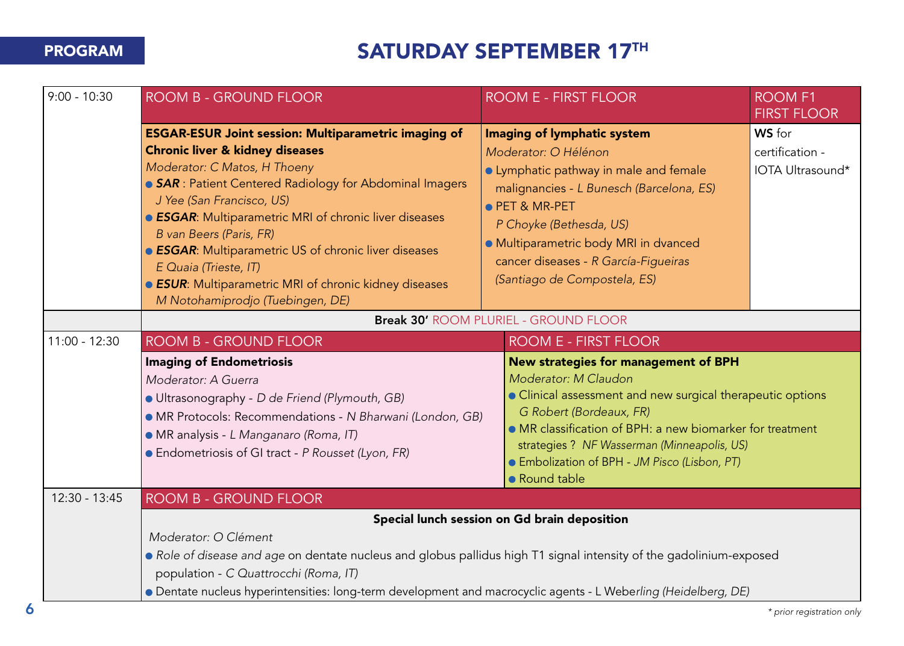# PROGRAM

## SATURDAY SEPTEMBER 17TH

**9:00 - 10:30**

**ROOM B - GROUND FLOOR**

**ESGAR-ESUR Joint session: Multiparametric imaging of Chronic liver & kidney diseases**

*Moderator: C Matos, H Thoeny*

- ***SAR*** : Patient Centered Radiology for Abdominal Imagers
  *J Yee (San Francisco, US)*
- ***ESGAR***: Multiparametric MRI of chronic liver diseases
  *B van Beers (Paris, FR)*
- ***ESGAR***: Multiparametric US of chronic liver diseases
  *E Quaia (Trieste, IT)*
- ***ESUR***: Multiparametric MRI of chronic kidney diseases
  *M Notohamiprodjo (Tuebingen, DE)*

**ROOM E - FIRST FLOOR**

**Imaging of lymphatic system**

*Moderator: O Hélénon*

- Lymphatic pathway in male and female malignancies - *L Bunesch (Barcelona, ES)*
- PET & MR-PET
  *P Choyke (Bethesda, US)*
- Multiparametric body MRI in dvanced cancer diseases - *R García-Figueiras (Santiago de Compostela, ES)*

**ROOM F1 FIRST FLOOR**

**WS** for certification - IOTA Ultrasound*

**Break 30'** ROOM PLURIEL - GROUND FLOOR

**11:00 - 12:30**

**ROOM B - GROUND FLOOR**

**Imaging of Endometriosis**

*Moderator: A Guerra*

- Ultrasonography - *D de Friend (Plymouth, GB)*
- MR Protocols: Recommendations - *N Bharwani (London, GB)*
- MR analysis - *L Manganaro (Roma, IT)*
- Endometriosis of GI tract - *P Rousset (Lyon, FR)*

**ROOM E - FIRST FLOOR**

**New strategies for management of BPH**

*Moderator: M Claudon*

- Clinical assessment and new surgical therapeutic options
  *G Robert (Bordeaux, FR)*
- MR classification of BPH: a new biomarker for treatment strategies ? *NF Wasserman (Minneapolis, US)*
- Embolization of BPH - *JM Pisco (Lisbon, PT)*
- Round table

**12:30 - 13:45**

**ROOM B - GROUND FLOOR**

**Special lunch session on Gd brain deposition**

*Moderator: O Clément*

- *Role of disease and age* on dentate nucleus and globus pallidus high T1 signal intensity of the gadolinium-exposed population - *C Quattrocchi (Roma, IT)*
- Dentate nucleus hyperintensities: long-term development and macrocyclic agents - L Weber*ling (Heidelberg, DE)*

*\* prior registration only*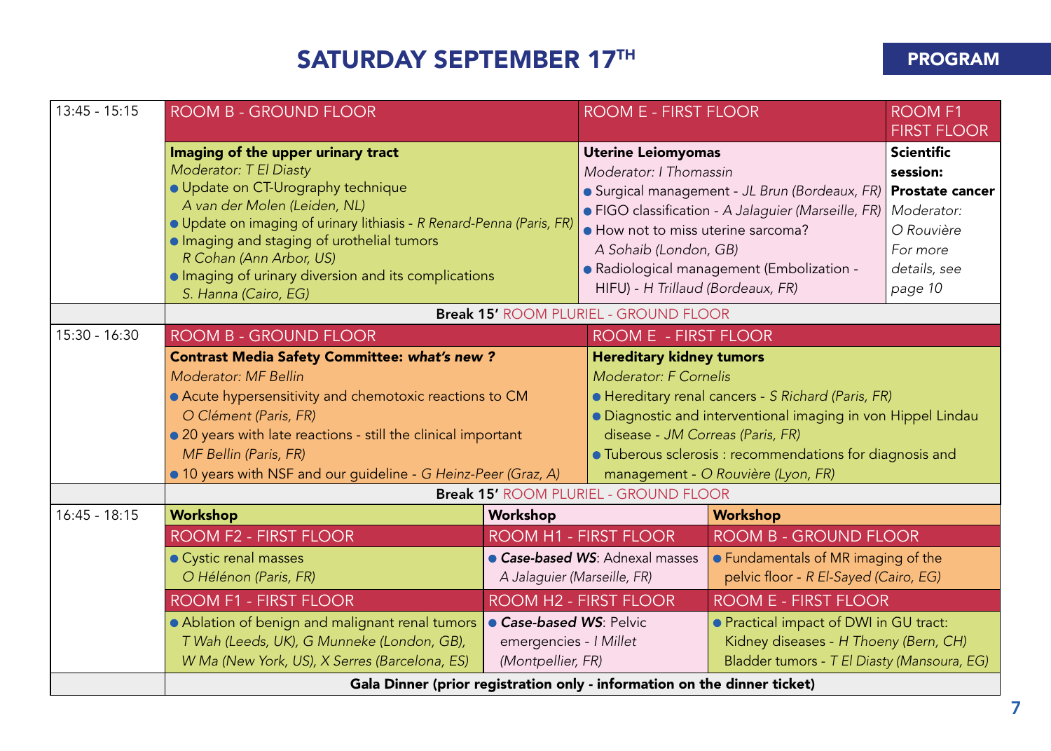# SATURDAY SEPTEMBER 17TH

PROGRAM

| Time | Sessions | | |
|---|---|---|---|
| 13:45 - 15:15 | **ROOM B - GROUND FLOOR** | **ROOM E - FIRST FLOOR** | **ROOM F1 FIRST FLOOR** |
| | **Imaging of the upper urinary tract**<br>*Moderator: T El Diasty*<br>• Update on CT-Urography technique *A van der Molen (Leiden, NL)*<br>• Update on imaging of urinary lithiasis - *R Renard-Penna (Paris, FR)*<br>• Imaging and staging of urothelial tumors *R Cohan (Ann Arbor, US)*<br>• Imaging of urinary diversion and its complications *S. Hanna (Cairo, EG)* | **Uterine Leiomyomas**<br>*Moderator: I Thomassin*<br>• Surgical management - *JL Brun (Bordeaux, FR)*<br>• FIGO classification - *A Jalaguier (Marseille, FR)*<br>• How not to miss uterine sarcoma? *A Sohaib (London, GB)*<br>• Radiological management (Embolization - HIFU) - *H Trillaud (Bordeaux, FR)* | **Scientific session: Prostate cancer**<br>*Moderator: O Rouvière*<br>*For more details, see page 10* |
| | **Break 15'** ROOM PLURIEL - GROUND FLOOR | | |
| 15:30 - 16:30 | **ROOM B - GROUND FLOOR** | **ROOM E - FIRST FLOOR** | |
| | **Contrast Media Safety Committee: *what's new ?***<br>*Moderator: MF Bellin*<br>• Acute hypersensitivity and chemotoxic reactions to CM *O Clément (Paris, FR)*<br>• 20 years with late reactions - still the clinical important *MF Bellin (Paris, FR)*<br>• 10 years with NSF and our guideline - *G Heinz-Peer (Graz, A)* | **Hereditary kidney tumors**<br>*Moderator: F Cornelis*<br>• Hereditary renal cancers - *S Richard (Paris, FR)*<br>• Diagnostic and interventional imaging in von Hippel Lindau disease - *JM Correas (Paris, FR)*<br>• Tuberous sclerosis : recommendations for diagnosis and management - *O Rouvière (Lyon, FR)* | |
| | **Break 15'** ROOM PLURIEL - GROUND FLOOR | | |
| 16:45 - 18:15 | **Workshop** | **Workshop** | **Workshop** |
| | **ROOM F2 - FIRST FLOOR** | **ROOM H1 - FIRST FLOOR** | **ROOM B - GROUND FLOOR** |
| | • Cystic renal masses *O Hélénon (Paris, FR)* | • ***Case-based WS***: Adnexal masses *A Jalaguier (Marseille, FR)* | • Fundamentals of MR imaging of the pelvic floor - *R El-Sayed (Cairo, EG)* |
| | **ROOM F1 - FIRST FLOOR** | **ROOM H2 - FIRST FLOOR** | **ROOM E - FIRST FLOOR** |
| | • Ablation of benign and malignant renal tumors *T Wah (Leeds, UK), G Munneke (London, GB), W Ma (New York, US), X Serres (Barcelona, ES)* | • ***Case-based WS***: Pelvic emergencies - *I Millet (Montpellier, FR)* | • Practical impact of DWI in GU tract: Kidney diseases - *H Thoeny (Bern, CH)* Bladder tumors - *T El Diasty (Mansoura, EG)* |
| | **Gala Dinner (prior registration only - information on the dinner ticket)** | | |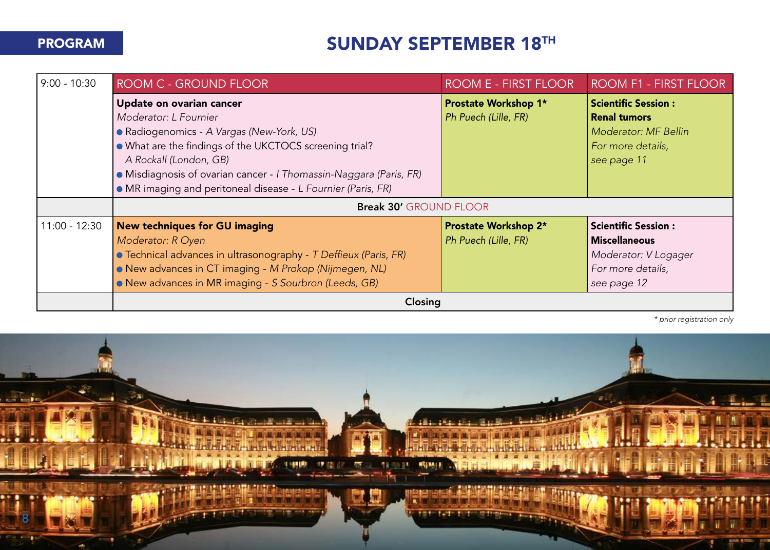## PROGRAM

# SUNDAY SEPTEMBER 18TH

| | ROOM C - GROUND FLOOR | ROOM E - FIRST FLOOR | ROOM F1 - FIRST FLOOR |
|---|---|---|---|
| 9:00 - 10:30 | **Update on ovarian cancer**<br>*Moderator: L Fournier*<br>● Radiogenomics - *A Vargas (New-York, US)*<br>● What are the findings of the UKCTOCS screening trial? *A Rockall (London, GB)*<br>● Misdiagnosis of ovarian cancer - *I Thomassin-Naggara (Paris, FR)*<br>● MR imaging and peritoneal disease - *L Fournier (Paris, FR)* | **Prostate Workshop 1***<br>*Ph Puech (Lille, FR)* | **Scientific Session : Renal tumors**<br>*Moderator: MF Bellin*<br>*For more details, see page 11* |
| | Break 30' GROUND FLOOR | | |
| 11:00 - 12:30 | **New techniques for GU imaging**<br>*Moderator: R Oyen*<br>● Technical advances in ultrasonography - *T Deffieux (Paris, FR)*<br>● New advances in CT imaging - *M Prokop (Nijmegen, NL)*<br>● New advances in MR imaging - *S Sourbron (Leeds, GB)* | **Prostate Workshop 2***<br>*Ph Puech (Lille, FR)* | **Scientific Session : Miscellaneous**<br>*Moderator: V Logager*<br>*For more details, see page 12* |
| | **Closing** | | |

*\* prior registration only*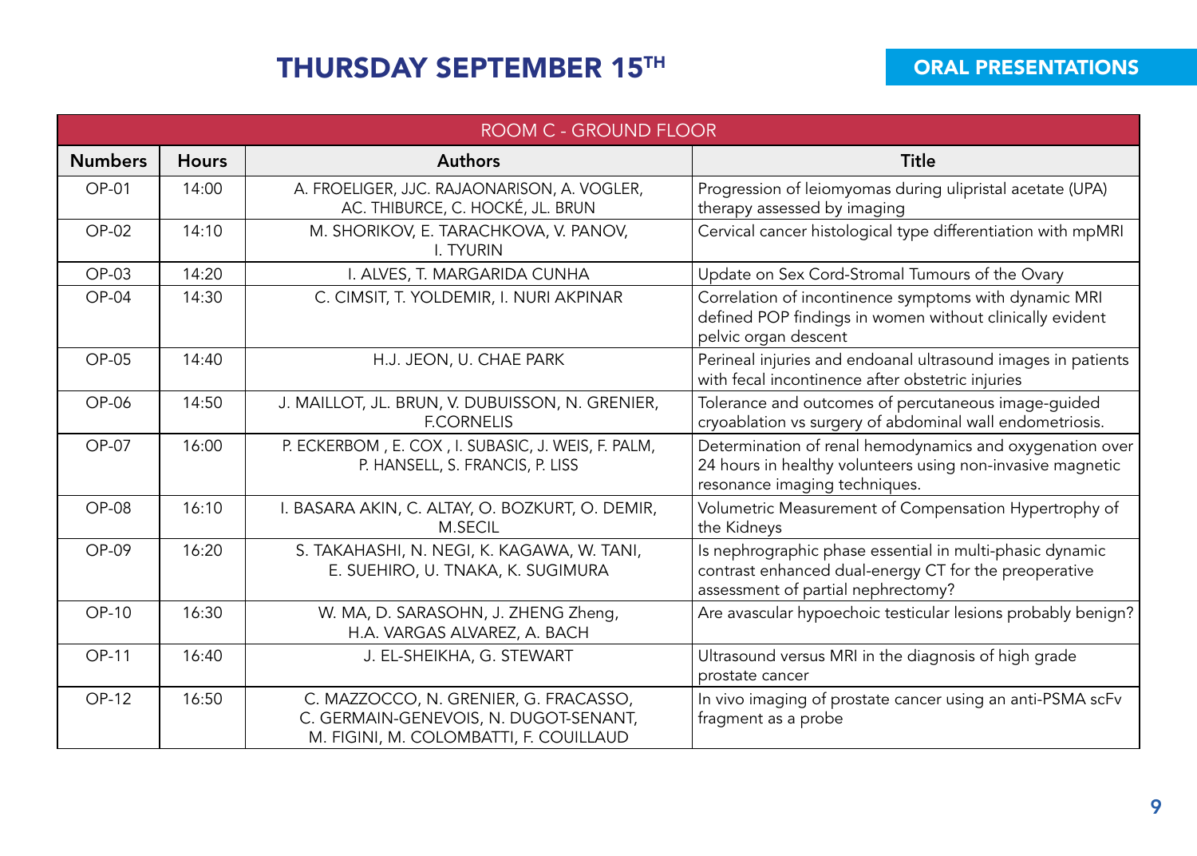# THURSDAY SEPTEMBER 15TH

## ORAL PRESENTATIONS

| ROOM C - GROUND FLOOR | | | |
|---|---|---|---|
| **Numbers** | **Hours** | **Authors** | **Title** |
| OP-01 | 14:00 | A. FROELIGER, JJC. RAJAONARISON, A. VOGLER, AC. THIBURCE, C. HOCKÉ, JL. BRUN | Progression of leiomyomas during ulipristal acetate (UPA) therapy assessed by imaging |
| OP-02 | 14:10 | M. SHORIKOV, E. TARACHKOVA, V. PANOV, I. TYURIN | Cervical cancer histological type differentiation with mpMRI |
| OP-03 | 14:20 | I. ALVES, T. MARGARIDA CUNHA | Update on Sex Cord-Stromal Tumours of the Ovary |
| OP-04 | 14:30 | C. CIMSIT, T. YOLDEMIR, I. NURI AKPINAR | Correlation of incontinence symptoms with dynamic MRI defined POP findings in women without clinically evident pelvic organ descent |
| OP-05 | 14:40 | H.J. JEON, U. CHAE PARK | Perineal injuries and endoanal ultrasound images in patients with fecal incontinence after obstetric injuries |
| OP-06 | 14:50 | J. MAILLOT, JL. BRUN, V. DUBUISSON, N. GRENIER, F.CORNELIS | Tolerance and outcomes of percutaneous image-guided cryoablation vs surgery of abdominal wall endometriosis. |
| OP-07 | 16:00 | P. ECKERBOM , E. COX , I. SUBASIC, J. WEIS, F. PALM, P. HANSELL, S. FRANCIS, P. LISS | Determination of renal hemodynamics and oxygenation over 24 hours in healthy volunteers using non-invasive magnetic resonance imaging techniques. |
| OP-08 | 16:10 | I. BASARA AKIN, C. ALTAY, O. BOZKURT, O. DEMIR, M.SECIL | Volumetric Measurement of Compensation Hypertrophy of the Kidneys |
| OP-09 | 16:20 | S. TAKAHASHI, N. NEGI, K. KAGAWA, W. TANI, E. SUEHIRO, U. TNAKA, K. SUGIMURA | Is nephrographic phase essential in multi-phasic dynamic contrast enhanced dual-energy CT for the preoperative assessment of partial nephrectomy? |
| OP-10 | 16:30 | W. MA, D. SARASOHN, J. ZHENG Zheng, H.A. VARGAS ALVAREZ, A. BACH | Are avascular hypoechoic testicular lesions probably benign? |
| OP-11 | 16:40 | J. EL-SHEIKHA, G. STEWART | Ultrasound versus MRI in the diagnosis of high grade prostate cancer |
| OP-12 | 16:50 | C. MAZZOCCO, N. GRENIER, G. FRACASSO, C. GERMAIN-GENEVOIS, N. DUGOT-SENANT, M. FIGINI, M. COLOMBATTI, F. COUILLAUD | In vivo imaging of prostate cancer using an anti-PSMA scFv fragment as a probe |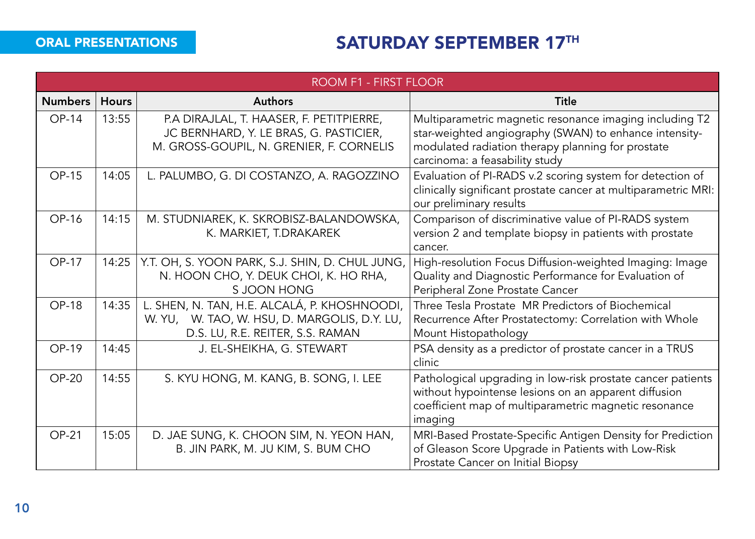ORAL PRESENTATIONS

# SATURDAY SEPTEMBER 17TH

| ROOM F1 - FIRST FLOOR | | | |
|---|---|---|---|
| **Numbers** | **Hours** | **Authors** | **Title** |
| OP-14 | 13:55 | P.A DIRAJLAL, T. HAASER, F. PETITPIERRE, JC BERNHARD, Y. LE BRAS, G. PASTICIER, M. GROSS-GOUPIL, N. GRENIER, F. CORNELIS | Multiparametric magnetic resonance imaging including T2 star-weighted angiography (SWAN) to enhance intensity-modulated radiation therapy planning for prostate carcinoma: a feasability study |
| OP-15 | 14:05 | L. PALUMBO, G. DI COSTANZO, A. RAGOZZINO | Evaluation of PI-RADS v.2 scoring system for detection of clinically significant prostate cancer at multiparametric MRI: our preliminary results |
| OP-16 | 14:15 | M. STUDNIAREK, K. SKROBISZ-BALANDOWSKA, K. MARKIET, T.DRAKAREK | Comparison of discriminative value of PI-RADS system version 2 and template biopsy in patients with prostate cancer. |
| OP-17 | 14:25 | Y.T. OH, S. YOON PARK, S.J. SHIN, D. CHUL JUNG, N. HOON CHO, Y. DEUK CHOI, K. HO RHA, S JOON HONG | High-resolution Focus Diffusion-weighted Imaging: Image Quality and Diagnostic Performance for Evaluation of Peripheral Zone Prostate Cancer |
| OP-18 | 14:35 | L. SHEN, N. TAN, H.E. ALCALÁ, P. KHOSHNOODI, W. YU, W. TAO, W. HSU, D. MARGOLIS, D.Y. LU, D.S. LU, R.E. REITER, S.S. RAMAN | Three Tesla Prostate MR Predictors of Biochemical Recurrence After Prostatectomy: Correlation with Whole Mount Histopathology |
| OP-19 | 14:45 | J. EL-SHEIKHA, G. STEWART | PSA density as a predictor of prostate cancer in a TRUS clinic |
| OP-20 | 14:55 | S. KYU HONG, M. KANG, B. SONG, I. LEE | Pathological upgrading in low-risk prostate cancer patients without hypointense lesions on an apparent diffusion coefficient map of multiparametric magnetic resonance imaging |
| OP-21 | 15:05 | D. JAE SUNG, K. CHOON SIM, N. YEON HAN, B. JIN PARK, M. JU KIM, S. BUM CHO | MRI-Based Prostate-Specific Antigen Density for Prediction of Gleason Score Upgrade in Patients with Low-Risk Prostate Cancer on Initial Biopsy |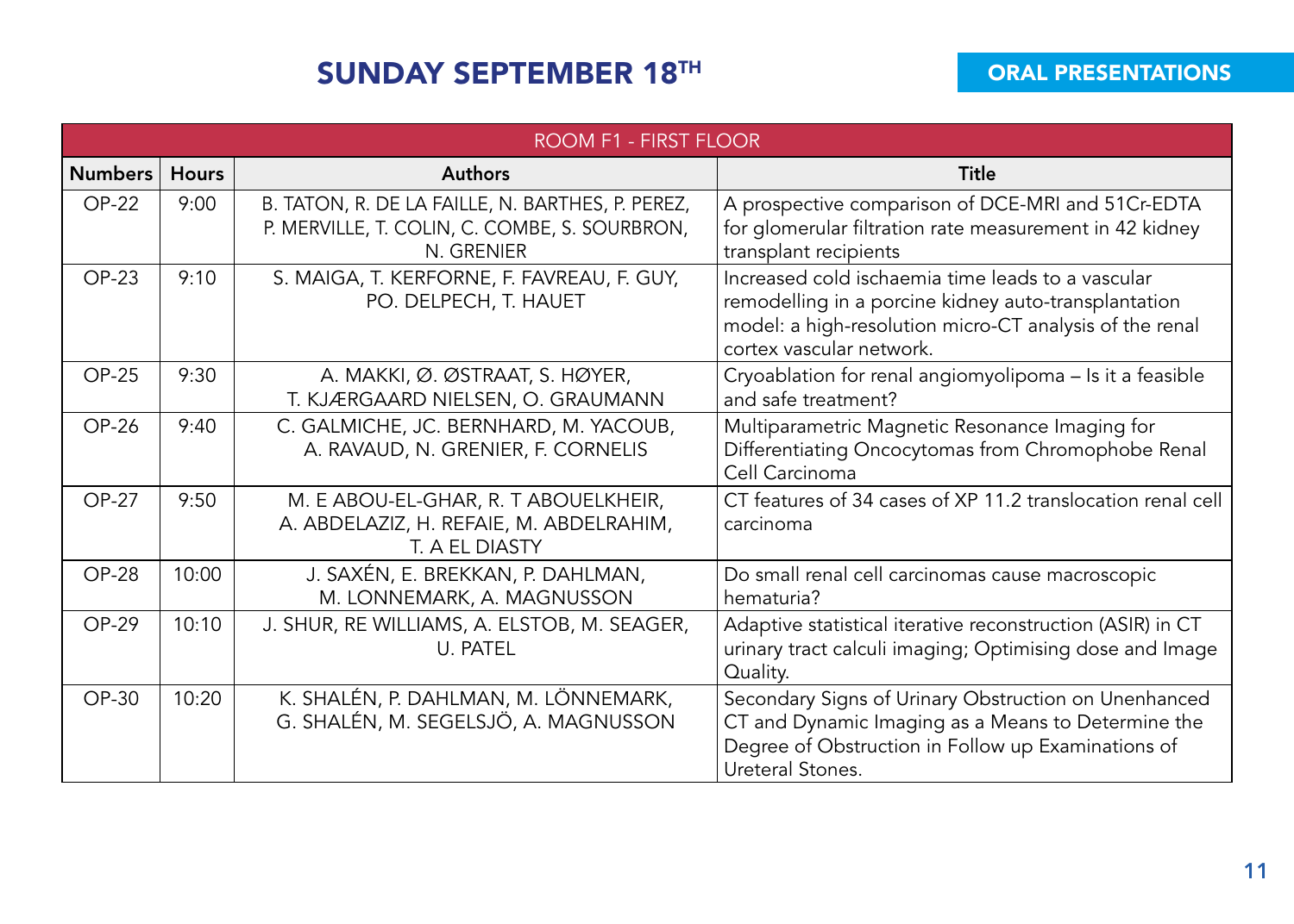# SUNDAY SEPTEMBER 18TH

## ORAL PRESENTATIONS

| ROOM F1 - FIRST FLOOR | | | |
|---|---|---|---|
| **Numbers** | **Hours** | **Authors** | **Title** |
| OP-22 | 9:00 | B. TATON, R. DE LA FAILLE, N. BARTHES, P. PEREZ, P. MERVILLE, T. COLIN, C. COMBE, S. SOURBRON, N. GRENIER | A prospective comparison of DCE-MRI and 51Cr-EDTA for glomerular filtration rate measurement in 42 kidney transplant recipients |
| OP-23 | 9:10 | S. MAIGA, T. KERFORNE, F. FAVREAU, F. GUY, PO. DELPECH, T. HAUET | Increased cold ischaemia time leads to a vascular remodelling in a porcine kidney auto-transplantation model: a high-resolution micro-CT analysis of the renal cortex vascular network. |
| OP-25 | 9:30 | A. MAKKI, Ø. ØSTRAAT, S. HØYER, T. KJÆRGAARD NIELSEN, O. GRAUMANN | Cryoablation for renal angiomyolipoma – Is it a feasible and safe treatment? |
| OP-26 | 9:40 | C. GALMICHE, JC. BERNHARD, M. YACOUB, A. RAVAUD, N. GRENIER, F. CORNELIS | Multiparametric Magnetic Resonance Imaging for Differentiating Oncocytomas from Chromophobe Renal Cell Carcinoma |
| OP-27 | 9:50 | M. E ABOU-EL-GHAR, R. T ABOUELKHEIR, A. ABDELAZIZ, H. REFAIE, M. ABDELRAHIM, T. A EL DIASTY | CT features of 34 cases of XP 11.2 translocation renal cell carcinoma |
| OP-28 | 10:00 | J. SAXÉN, E. BREKKAN, P. DAHLMAN, M. LONNEMARK, A. MAGNUSSON | Do small renal cell carcinomas cause macroscopic hematuria? |
| OP-29 | 10:10 | J. SHUR, RE WILLIAMS, A. ELSTOB, M. SEAGER, U. PATEL | Adaptive statistical iterative reconstruction (ASIR) in CT urinary tract calculi imaging; Optimising dose and Image Quality. |
| OP-30 | 10:20 | K. SHALÉN, P. DAHLMAN, M. LÖNNEMARK, G. SHALÉN, M. SEGELSJÖ, A. MAGNUSSON | Secondary Signs of Urinary Obstruction on Unenhanced CT and Dynamic Imaging as a Means to Determine the Degree of Obstruction in Follow up Examinations of Ureteral Stones. |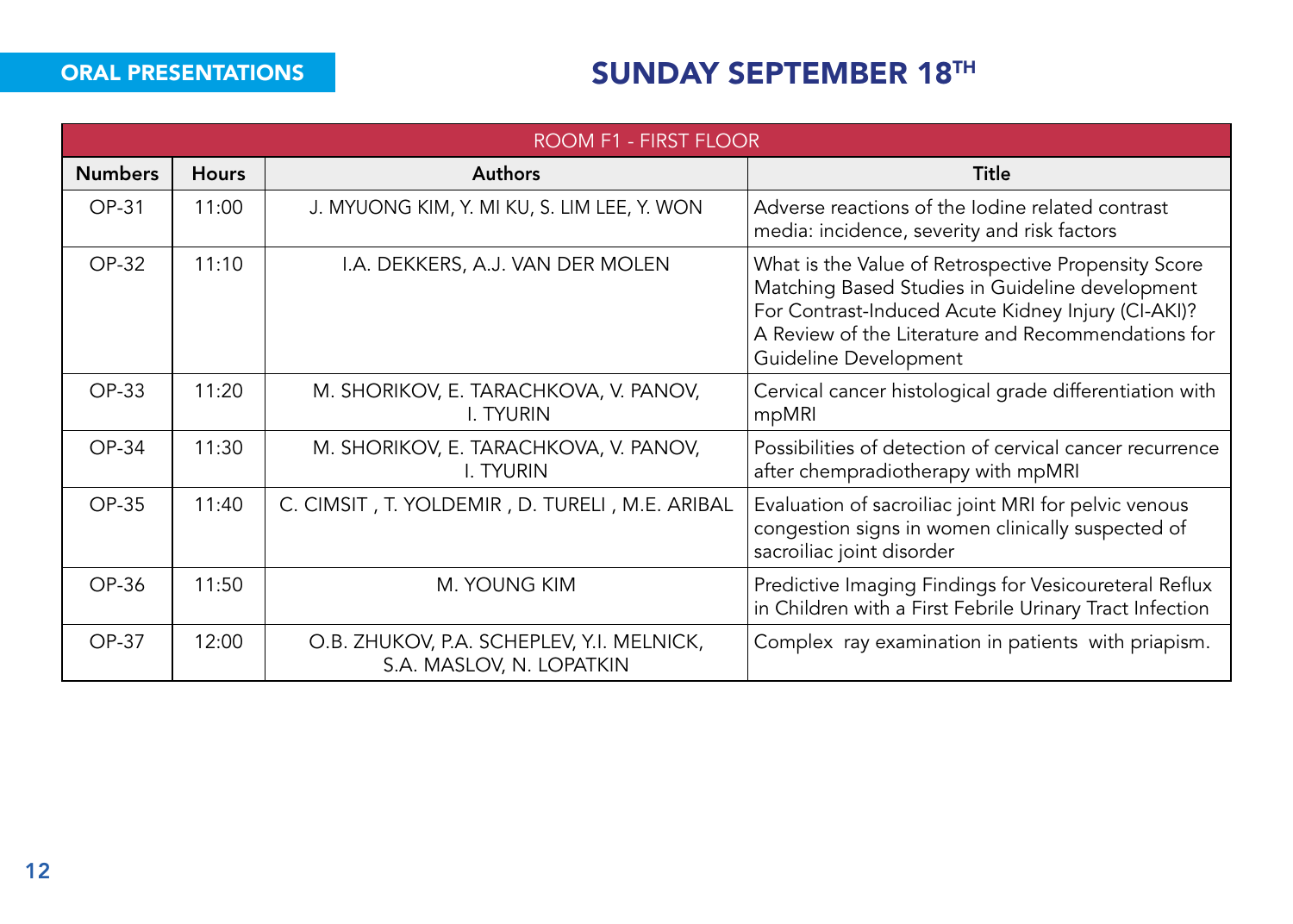## ORAL PRESENTATIONS

# SUNDAY SEPTEMBER 18TH

| ROOM F1 - FIRST FLOOR | | | |
|---|---|---|---|
| **Numbers** | **Hours** | **Authors** | **Title** |
| OP-31 | 11:00 | J. MYUONG KIM, Y. MI KU, S. LIM LEE, Y. WON | Adverse reactions of the Iodine related contrast media: incidence, severity and risk factors |
| OP-32 | 11:10 | I.A. DEKKERS, A.J. VAN DER MOLEN | What is the Value of Retrospective Propensity Score Matching Based Studies in Guideline development For Contrast-Induced Acute Kidney Injury (CI-AKI)? A Review of the Literature and Recommendations for Guideline Development |
| OP-33 | 11:20 | M. SHORIKOV, E. TARACHKOVA, V. PANOV, I. TYURIN | Cervical cancer histological grade differentiation with mpMRI |
| OP-34 | 11:30 | M. SHORIKOV, E. TARACHKOVA, V. PANOV, I. TYURIN | Possibilities of detection of cervical cancer recurrence after chempradiotherapy with mpMRI |
| OP-35 | 11:40 | C. CIMSIT , T. YOLDEMIR , D. TURELI , M.E. ARIBAL | Evaluation of sacroiliac joint MRI for pelvic venous congestion signs in women clinically suspected of sacroiliac joint disorder |
| OP-36 | 11:50 | M. YOUNG KIM | Predictive Imaging Findings for Vesicoureteral Reflux in Children with a First Febrile Urinary Tract Infection |
| OP-37 | 12:00 | O.B. ZHUKOV, P.A. SCHEPLEV, Y.I. MELNICK, S.A. MASLOV, N. LOPATKIN | Complex ray examination in patients with priapism. |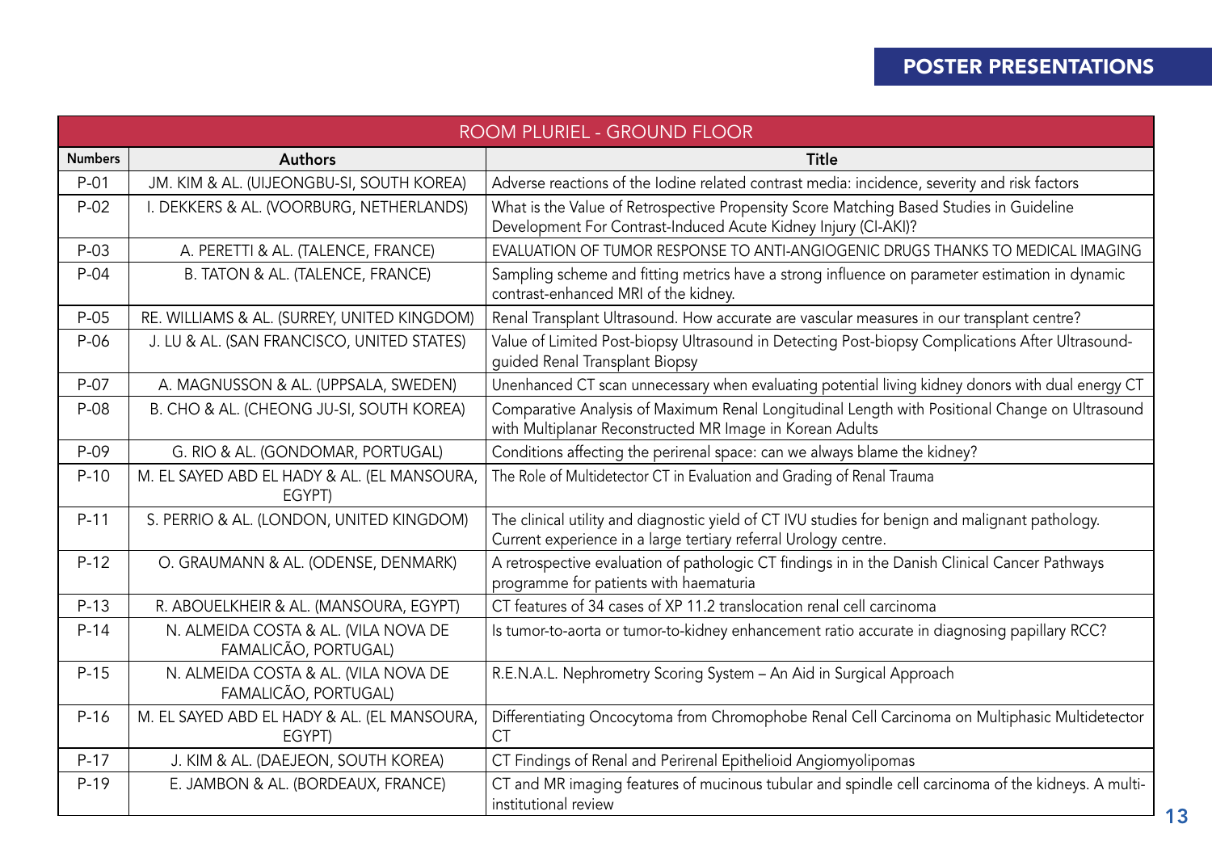# POSTER PRESENTATIONS

| ROOM PLURIEL - GROUND FLOOR | | |
|---|---|---|
| **Numbers** | **Authors** | **Title** |
| P-01 | JM. KIM & AL. (UIJEONGBU-SI, SOUTH KOREA) | Adverse reactions of the Iodine related contrast media: incidence, severity and risk factors |
| P-02 | I. DEKKERS & AL. (VOORBURG, NETHERLANDS) | What is the Value of Retrospective Propensity Score Matching Based Studies in Guideline Development For Contrast-Induced Acute Kidney Injury (CI-AKI)? |
| P-03 | A. PERETTI & AL. (TALENCE, FRANCE) | EVALUATION OF TUMOR RESPONSE TO ANTI-ANGIOGENIC DRUGS THANKS TO MEDICAL IMAGING |
| P-04 | B. TATON & AL. (TALENCE, FRANCE) | Sampling scheme and fitting metrics have a strong influence on parameter estimation in dynamic contrast-enhanced MRI of the kidney. |
| P-05 | RE. WILLIAMS & AL. (SURREY, UNITED KINGDOM) | Renal Transplant Ultrasound. How accurate are vascular measures in our transplant centre? |
| P-06 | J. LU & AL. (SAN FRANCISCO, UNITED STATES) | Value of Limited Post-biopsy Ultrasound in Detecting Post-biopsy Complications After Ultrasound-guided Renal Transplant Biopsy |
| P-07 | A. MAGNUSSON & AL. (UPPSALA, SWEDEN) | Unenhanced CT scan unnecessary when evaluating potential living kidney donors with dual energy CT |
| P-08 | B. CHO & AL. (CHEONG JU-SI, SOUTH KOREA) | Comparative Analysis of Maximum Renal Longitudinal Length with Positional Change on Ultrasound with Multiplanar Reconstructed MR Image in Korean Adults |
| P-09 | G. RIO & AL. (GONDOMAR, PORTUGAL) | Conditions affecting the perirenal space: can we always blame the kidney? |
| P-10 | M. EL SAYED ABD EL HADY & AL. (EL MANSOURA, EGYPT) | The Role of Multidetector CT in Evaluation and Grading of Renal Trauma |
| P-11 | S. PERRIO & AL. (LONDON, UNITED KINGDOM) | The clinical utility and diagnostic yield of CT IVU studies for benign and malignant pathology. Current experience in a large tertiary referral Urology centre. |
| P-12 | O. GRAUMANN & AL. (ODENSE, DENMARK) | A retrospective evaluation of pathologic CT findings in in the Danish Clinical Cancer Pathways programme for patients with haematuria |
| P-13 | R. ABOUELKHEIR & AL. (MANSOURA, EGYPT) | CT features of 34 cases of XP 11.2 translocation renal cell carcinoma |
| P-14 | N. ALMEIDA COSTA & AL. (VILA NOVA DE FAMALICÃO, PORTUGAL) | Is tumor-to-aorta or tumor-to-kidney enhancement ratio accurate in diagnosing papillary RCC? |
| P-15 | N. ALMEIDA COSTA & AL. (VILA NOVA DE FAMALICÃO, PORTUGAL) | R.E.N.A.L. Nephrometry Scoring System – An Aid in Surgical Approach |
| P-16 | M. EL SAYED ABD EL HADY & AL. (EL MANSOURA, EGYPT) | Differentiating Oncocytoma from Chromophobe Renal Cell Carcinoma on Multiphasic Multidetector CT |
| P-17 | J. KIM & AL. (DAEJEON, SOUTH KOREA) | CT Findings of Renal and Perirenal Epithelioid Angiomyolipomas |
| P-19 | E. JAMBON & AL. (BORDEAUX, FRANCE) | CT and MR imaging features of mucinous tubular and spindle cell carcinoma of the kidneys. A multi-institutional review |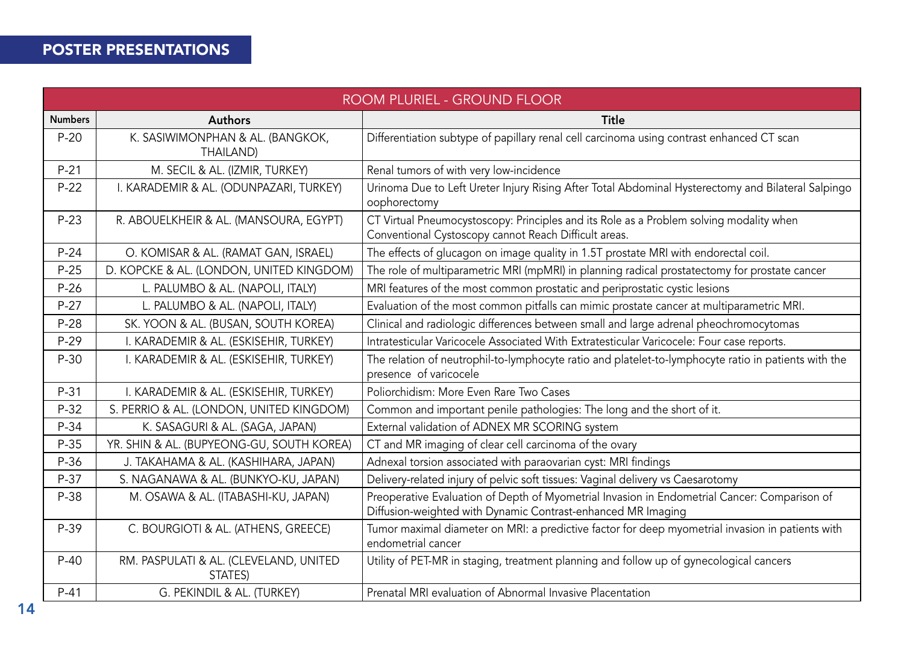## POSTER PRESENTATIONS

| ROOM PLURIEL - GROUND FLOOR | | |
|---|---|---|
| **Numbers** | **Authors** | **Title** |
| P-20 | K. SASIWIMONPHAN & AL. (BANGKOK, THAILAND) | Differentiation subtype of papillary renal cell carcinoma using contrast enhanced CT scan |
| P-21 | M. SECIL & AL. (IZMIR, TURKEY) | Renal tumors of with very low-incidence |
| P-22 | I. KARADEMIR & AL. (ODUNPAZARI, TURKEY) | Urinoma Due to Left Ureter Injury Rising After Total Abdominal Hysterectomy and Bilateral Salpingo oophorectomy |
| P-23 | R. ABOUELKHEIR & AL. (MANSOURA, EGYPT) | CT Virtual Pneumocystoscopy: Principles and its Role as a Problem solving modality when Conventional Cystoscopy cannot Reach Difficult areas. |
| P-24 | O. KOMISAR & AL. (RAMAT GAN, ISRAEL) | The effects of glucagon on image quality in 1.5T prostate MRI with endorectal coil. |
| P-25 | D. KOPCKE & AL. (LONDON, UNITED KINGDOM) | The role of multiparametric MRI (mpMRI) in planning radical prostatectomy for prostate cancer |
| P-26 | L. PALUMBO & AL. (NAPOLI, ITALY) | MRI features of the most common prostatic and periprostatic cystic lesions |
| P-27 | L. PALUMBO & AL. (NAPOLI, ITALY) | Evaluation of the most common pitfalls can mimic prostate cancer at multiparametric MRI. |
| P-28 | SK. YOON & AL. (BUSAN, SOUTH KOREA) | Clinical and radiologic differences between small and large adrenal pheochromocytomas |
| P-29 | I. KARADEMIR & AL. (ESKISEHIR, TURKEY) | Intratesticular Varicocele Associated With Extratesticular Varicocele: Four case reports. |
| P-30 | I. KARADEMIR & AL. (ESKISEHIR, TURKEY) | The relation of neutrophil-to-lymphocyte ratio and platelet-to-lymphocyte ratio in patients with the presence of varicocele |
| P-31 | I. KARADEMIR & AL. (ESKISEHIR, TURKEY) | Poliorchidism: More Even Rare Two Cases |
| P-32 | S. PERRIO & AL. (LONDON, UNITED KINGDOM) | Common and important penile pathologies: The long and the short of it. |
| P-34 | K. SASAGURI & AL. (SAGA, JAPAN) | External validation of ADNEX MR SCORING system |
| P-35 | YR. SHIN & AL. (BUPYEONG-GU, SOUTH KOREA) | CT and MR imaging of clear cell carcinoma of the ovary |
| P-36 | J. TAKAHAMA & AL. (KASHIHARA, JAPAN) | Adnexal torsion associated with paraovarian cyst: MRI findings |
| P-37 | S. NAGANAWA & AL. (BUNKYO-KU, JAPAN) | Delivery-related injury of pelvic soft tissues: Vaginal delivery vs Caesarotomy |
| P-38 | M. OSAWA & AL. (ITABASHI-KU, JAPAN) | Preoperative Evaluation of Depth of Myometrial Invasion in Endometrial Cancer: Comparison of Diffusion-weighted with Dynamic Contrast-enhanced MR Imaging |
| P-39 | C. BOURGIOTI & AL. (ATHENS, GREECE) | Tumor maximal diameter on MRI: a predictive factor for deep myometrial invasion in patients with endometrial cancer |
| P-40 | RM. PASPULATI & AL. (CLEVELAND, UNITED STATES) | Utility of PET-MR in staging, treatment planning and follow up of gynecological cancers |
| P-41 | G. PEKINDIL & AL. (TURKEY) | Prenatal MRI evaluation of Abnormal Invasive Placentation |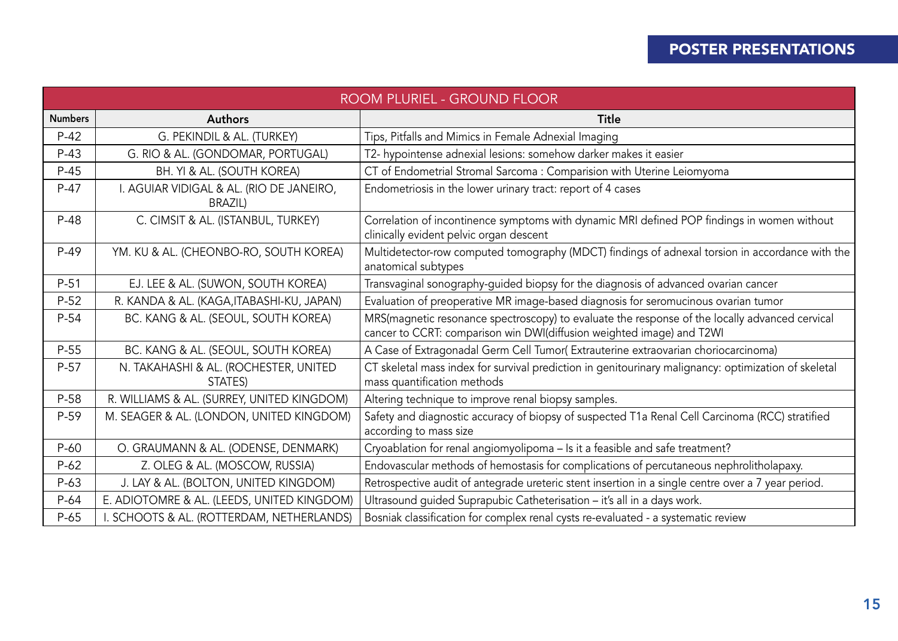# POSTER PRESENTATIONS

| ROOM PLURIEL - GROUND FLOOR | | |
|---|---|---|
| **Numbers** | **Authors** | **Title** |
| P-42 | G. PEKINDIL & AL. (TURKEY) | Tips, Pitfalls and Mimics in Female Adnexial Imaging |
| P-43 | G. RIO & AL. (GONDOMAR, PORTUGAL) | T2- hypointense adnexial lesions: somehow darker makes it easier |
| P-45 | BH. YI & AL. (SOUTH KOREA) | CT of Endometrial Stromal Sarcoma : Comparision with Uterine Leiomyoma |
| P-47 | I. AGUIAR VIDIGAL & AL. (RIO DE JANEIRO, BRAZIL) | Endometriosis in the lower urinary tract: report of 4 cases |
| P-48 | C. CIMSIT & AL. (ISTANBUL, TURKEY) | Correlation of incontinence symptoms with dynamic MRI defined POP findings in women without clinically evident pelvic organ descent |
| P-49 | YM. KU & AL. (CHEONBO-RO, SOUTH KOREA) | Multidetector-row computed tomography (MDCT) findings of adnexal torsion in accordance with the anatomical subtypes |
| P-51 | EJ. LEE & AL. (SUWON, SOUTH KOREA) | Transvaginal sonography-guided biopsy for the diagnosis of advanced ovarian cancer |
| P-52 | R. KANDA & AL. (KAGA,ITABASHI-KU, JAPAN) | Evaluation of preoperative MR image-based diagnosis for seromucinous ovarian tumor |
| P-54 | BC. KANG & AL. (SEOUL, SOUTH KOREA) | MRS(magnetic resonance spectroscopy) to evaluate the response of the locally advanced cervical cancer to CCRT: comparison win DWI(diffusion weighted image) and T2WI |
| P-55 | BC. KANG & AL. (SEOUL, SOUTH KOREA) | A Case of Extragonadal Germ Cell Tumor( Extrauterine extraovarian choriocarcinoma) |
| P-57 | N. TAKAHASHI & AL. (ROCHESTER, UNITED STATES) | CT skeletal mass index for survival prediction in genitourinary malignancy: optimization of skeletal mass quantification methods |
| P-58 | R. WILLIAMS & AL. (SURREY, UNITED KINGDOM) | Altering technique to improve renal biopsy samples. |
| P-59 | M. SEAGER & AL. (LONDON, UNITED KINGDOM) | Safety and diagnostic accuracy of biopsy of suspected T1a Renal Cell Carcinoma (RCC) stratified according to mass size |
| P-60 | O. GRAUMANN & AL. (ODENSE, DENMARK) | Cryoablation for renal angiomyolipoma – Is it a feasible and safe treatment? |
| P-62 | Z. OLEG & AL. (MOSCOW, RUSSIA) | Endovascular methods of hemostasis for complications of percutaneous nephrolitholapaxy. |
| P-63 | J. LAY & AL. (BOLTON, UNITED KINGDOM) | Retrospective audit of antegrade ureteric stent insertion in a single centre over a 7 year period. |
| P-64 | E. ADIOTOMRE & AL. (LEEDS, UNITED KINGDOM) | Ultrasound guided Suprapubic Catheterisation – it's all in a days work. |
| P-65 | I. SCHOOTS & AL. (ROTTERDAM, NETHERLANDS) | Bosniak classification for complex renal cysts re-evaluated - a systematic review |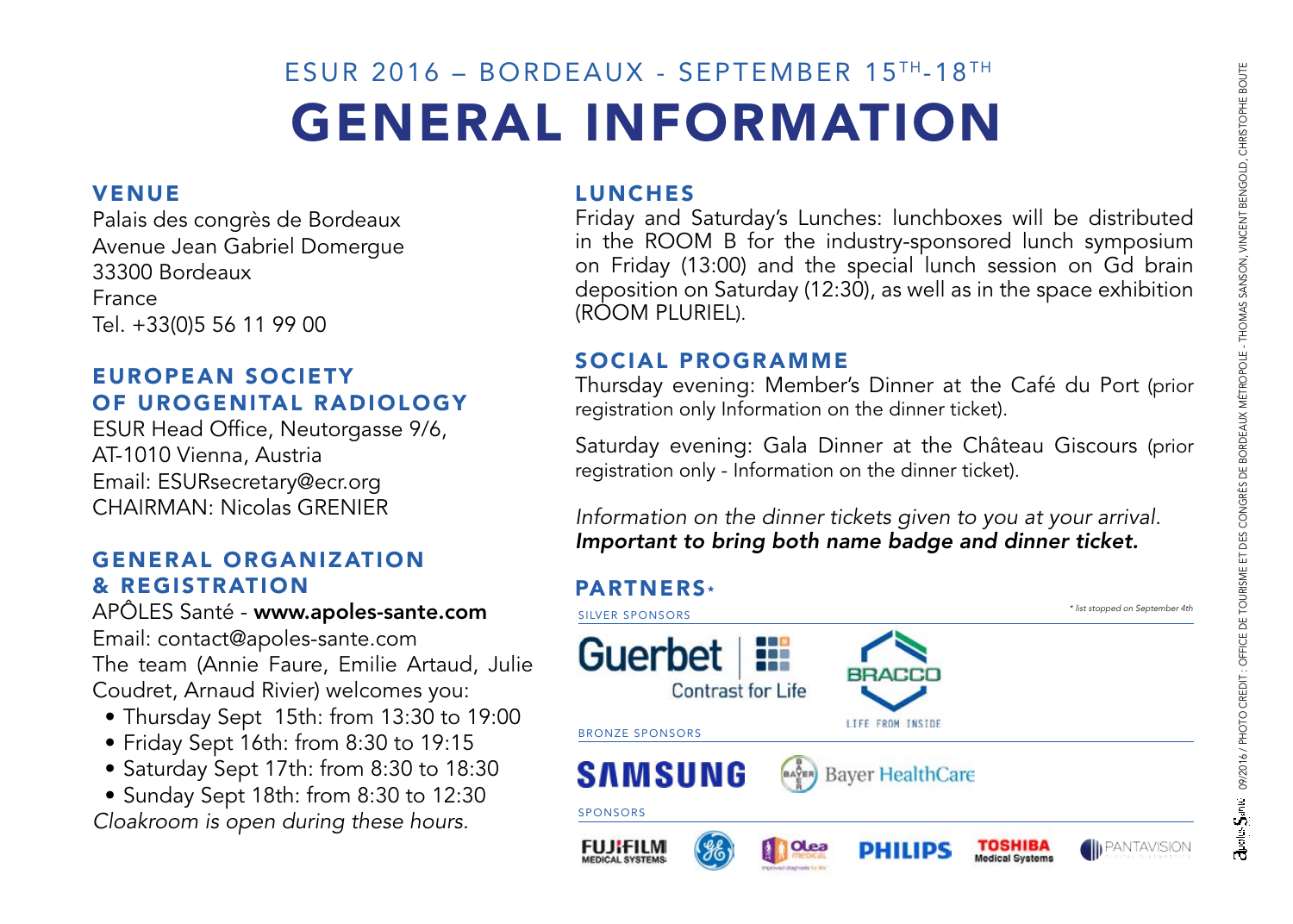ESUR 2016 – BORDEAUX - SEPTEMBER 15TH-18TH

# GENERAL INFORMATION

## VENUE

Palais des congrès de Bordeaux
Avenue Jean Gabriel Domergue
33300 Bordeaux
France
Tel. +33(0)5 56 11 99 00

## EUROPEAN SOCIETY OF UROGENITAL RADIOLOGY

ESUR Head Office, Neutorgasse 9/6,
AT-1010 Vienna, Austria
Email: ESURsecretary@ecr.org
CHAIRMAN: Nicolas GRENIER

## GENERAL ORGANIZATION & REGISTRATION

APÔLES Santé - **www.apoles-sante.com**
Email: contact@apoles-sante.com
The team (Annie Faure, Emilie Artaud, Julie Coudret, Arnaud Rivier) welcomes you:

- Thursday Sept 15th: from 13:30 to 19:00
- Friday Sept 16th: from 8:30 to 19:15
- Saturday Sept 17th: from 8:30 to 18:30
- Sunday Sept 18th: from 8:30 to 12:30

*Cloakroom is open during these hours.*

## LUNCHES

Friday and Saturday's Lunches: lunchboxes will be distributed in the ROOM B for the industry-sponsored lunch symposium on Friday (13:00) and the special lunch session on Gd brain deposition on Saturday (12:30), as well as in the space exhibition (ROOM PLURIEL).

## SOCIAL PROGRAMME

Thursday evening: Member's Dinner at the Café du Port (prior registration only Information on the dinner ticket).

Saturday evening: Gala Dinner at the Château Giscours (prior registration only - Information on the dinner ticket).

*Information on the dinner tickets given to you at your arrival.*
***Important to bring both name badge and dinner ticket.***

## PARTNERS*

*\* list stopped on September 4th*

SILVER SPONSORS

Guerbet – Contrast for Life
BRACCO – LIFE FROM INSIDE

BRONZE SPONSORS

SAMSUNG
Bayer HealthCare

SPONSORS

FUJIFILM MEDICAL SYSTEMS
GE
Olea medical
PHILIPS
TOSHIBA Medical Systems
PANTAVISION

09/2016 / PHOTO CREDIT : OFFICE DE TOURISME ET DES CONGRÈS DE BORDEAUX MÉTROPOLE - THOMAS SANSON, VINCENT BENGOLD, CHRISTOPHE BOUTE